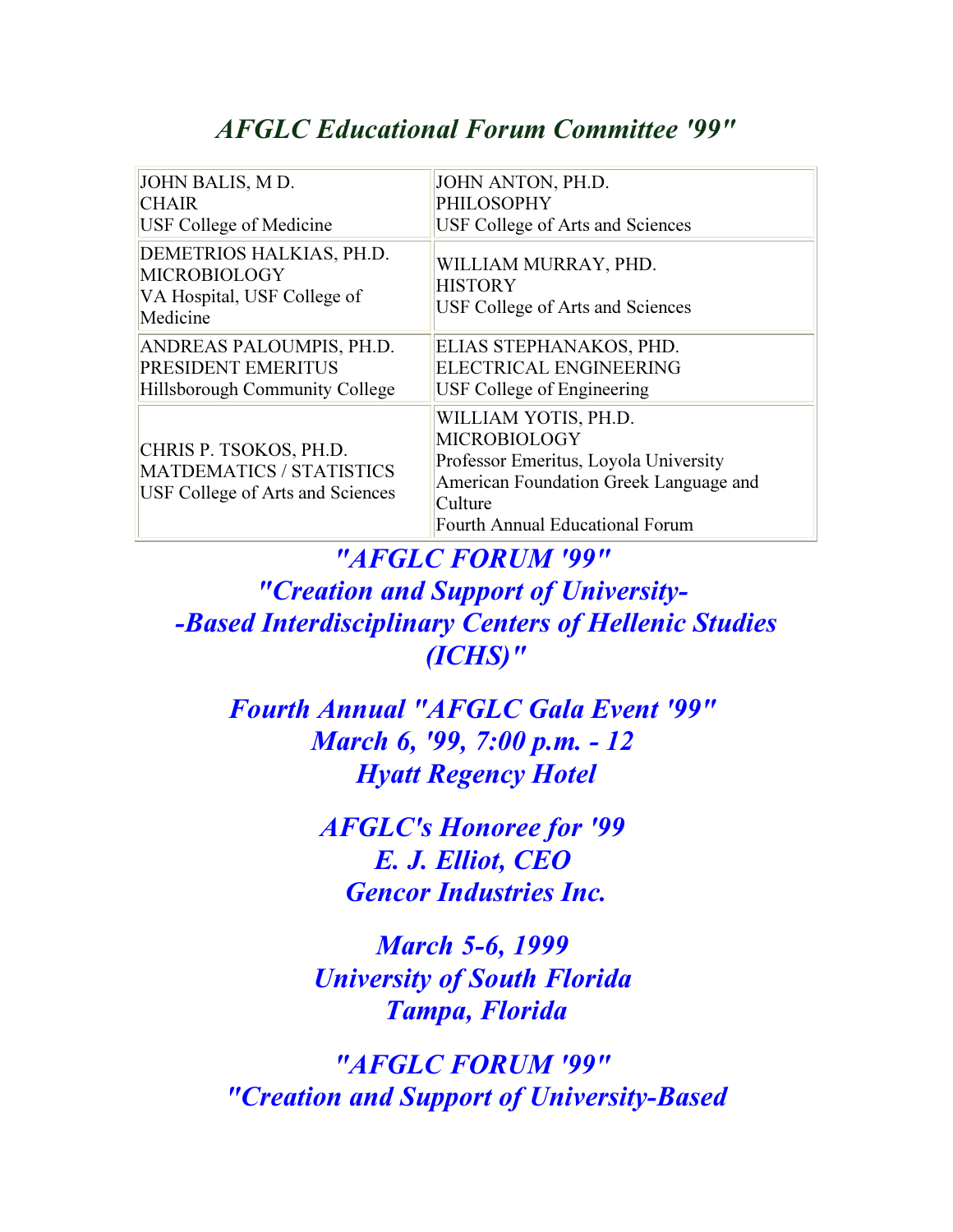## *AFGLC Educational Forum Committee '99"*

| | |
|---|---|
| JOHN BALIS, M D.<br>CHAIR<br>USF College of Medicine | JOHN ANTON, PH.D.<br>PHILOSOPHY<br>USF College of Arts and Sciences |
| DEMETRIOS HALKIAS, PH.D.<br>MICROBIOLOGY<br>VA Hospital, USF College of Medicine | WILLIAM MURRAY, PHD.<br>HISTORY<br>USF College of Arts and Sciences |
| ANDREAS PALOUMPIS, PH.D.<br>PRESIDENT EMERITUS<br>Hillsborough Community College | ELIAS STEPHANAKOS, PHD.<br>ELECTRICAL ENGINEERING<br>USF College of Engineering |
| CHRIS P. TSOKOS, PH.D.<br>MATDEMATICS / STATISTICS<br>USF College of Arts and Sciences | WILLIAM YOTIS, PH.D.<br>MICROBIOLOGY<br>Professor Emeritus, Loyola University<br>American Foundation Greek Language and Culture<br>Fourth Annual Educational Forum |

***"AFGLC FORUM '99"***
***"Creation and Support of University-***
***-Based Interdisciplinary Centers of Hellenic Studies (ICHS)"***

***Fourth Annual "AFGLC Gala Event '99"***
***March 6, '99, 7:00 p.m. - 12***
***Hyatt Regency Hotel***

***AFGLC's Honoree for '99***
***E. J. Elliot, CEO***
***Gencor Industries Inc.***

***March 5-6, 1999***
***University of South Florida***
***Tampa, Florida***

***"AFGLC FORUM '99"***
***"Creation and Support of University-Based***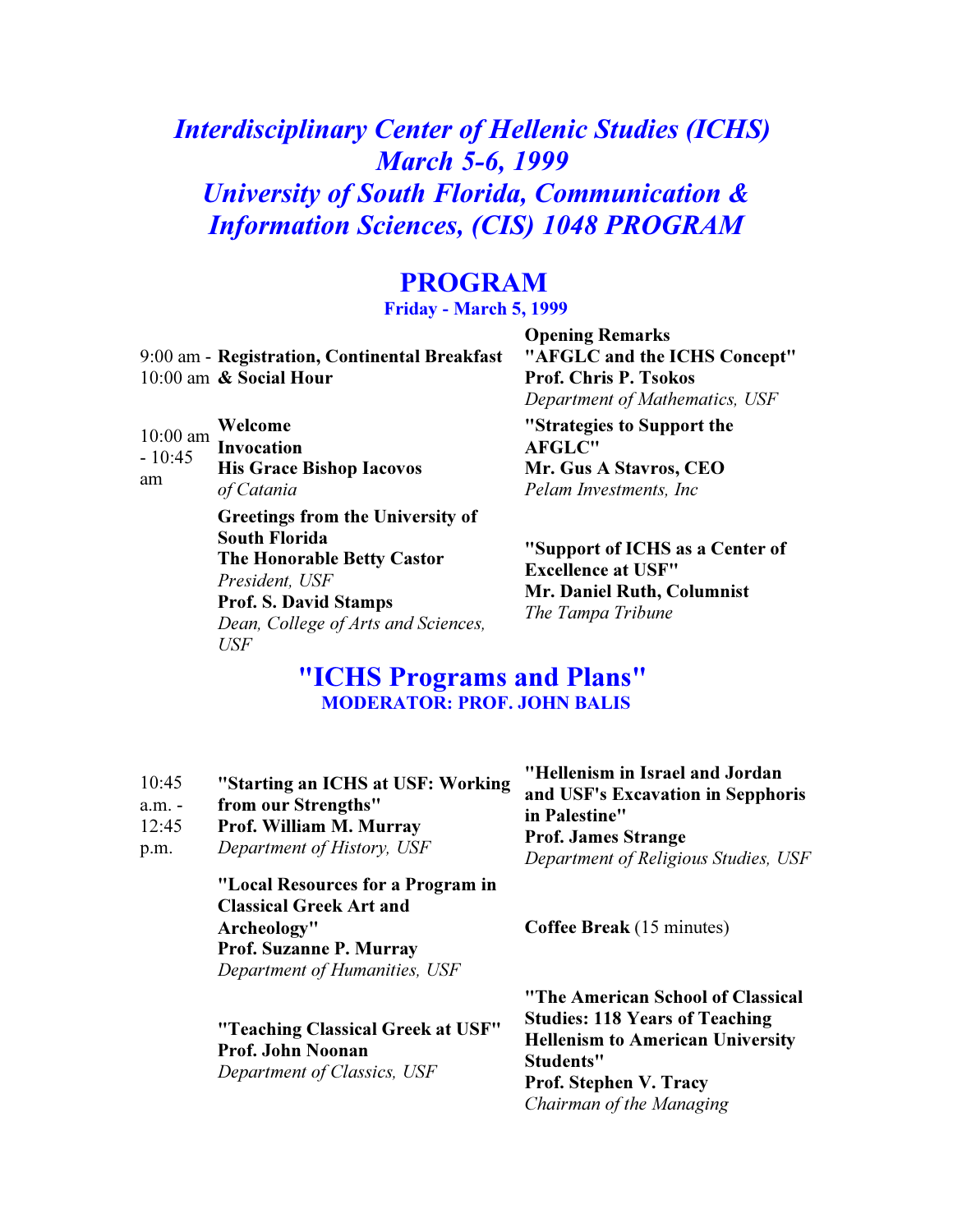# *Interdisciplinary Center of Hellenic Studies (ICHS) March 5-6, 1999 University of South Florida, Communication & Information Sciences, (CIS) 1048 PROGRAM*

## PROGRAM

**Friday - March 5, 1999**

9:00 am - 10:00 am **Registration, Continental Breakfast & Social Hour**

10:00 am - 10:45 am

**Welcome**
**Invocation**
**His Grace Bishop Iacovos**
*of Catania*

**Greetings from the University of South Florida**
**The Honorable Betty Castor**
*President, USF*
**Prof. S. David Stamps**
*Dean, College of Arts and Sciences, USF*

**Opening Remarks**
**"AFGLC and the ICHS Concept"**
**Prof. Chris P. Tsokos**
*Department of Mathematics, USF*

**"Strategies to Support the AFGLC"**
**Mr. Gus A Stavros, CEO**
*Pelam Investments, Inc*

**"Support of ICHS as a Center of Excellence at USF"**
**Mr. Daniel Ruth, Columnist**
*The Tampa Tribune*

## "ICHS Programs and Plans"

**MODERATOR: PROF. JOHN BALIS**

10:45 a.m. - 12:45 p.m.

**"Starting an ICHS at USF: Working from our Strengths"**
**Prof. William M. Murray**
*Department of History, USF*

**"Local Resources for a Program in Classical Greek Art and Archeology"**
**Prof. Suzanne P. Murray**
*Department of Humanities, USF*

**"Teaching Classical Greek at USF"**
**Prof. John Noonan**
*Department of Classics, USF*

**"Hellenism in Israel and Jordan and USF's Excavation in Sepphoris in Palestine"**
**Prof. James Strange**
*Department of Religious Studies, USF*

**Coffee Break** (15 minutes)

**"The American School of Classical Studies: 118 Years of Teaching Hellenism to American University Students"**
**Prof. Stephen V. Tracy**
*Chairman of the Managing*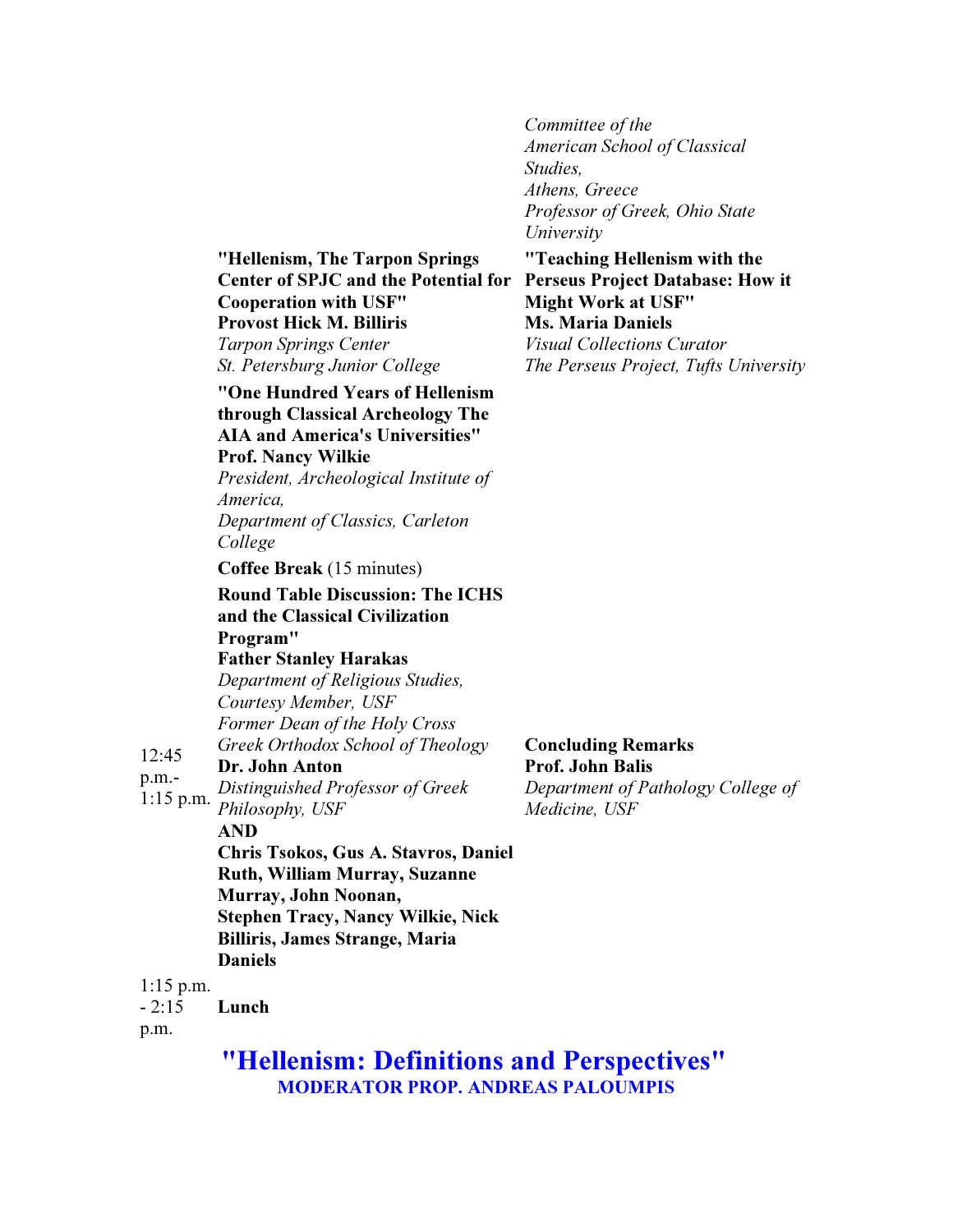*Committee of the American School of Classical Studies, Athens, Greece*
*Professor of Greek, Ohio State University*

| | | |
|---|---|---|
| | **"Hellenism, The Tarpon Springs Center of SPJC and the Potential for Cooperation with USF"**<br>**Provost Hick M. Billiris**<br>*Tarpon Springs Center*<br>*St. Petersburg Junior College* | **"Teaching Hellenism with the Perseus Project Database: How it Might Work at USF"**<br>**Ms. Maria Daniels**<br>*Visual Collections Curator*<br>*The Perseus Project, Tufts University* |
| | **"One Hundred Years of Hellenism through Classical Archeology The AIA and America's Universities"**<br>**Prof. Nancy Wilkie**<br>*President, Archeological Institute of America,*<br>*Department of Classics, Carleton College* | |
| | **Coffee Break** (15 minutes) | |
| 12:45 p.m.- 1:15 p.m. | **Round Table Discussion: The ICHS and the Classical Civilization Program"**<br>**Father Stanley Harakas**<br>*Department of Religious Studies, Courtesy Member, USF*<br>*Former Dean of the Holy Cross Greek Orthodox School of Theology*<br>**Dr. John Anton**<br>*Distinguished Professor of Greek Philosophy, USF*<br>**AND**<br>**Chris Tsokos, Gus A. Stavros, Daniel Ruth, William Murray, Suzanne Murray, John Noonan, Stephen Tracy, Nancy Wilkie, Nick Billiris, James Strange, Maria Daniels** | **Concluding Remarks**<br>**Prof. John Balis**<br>*Department of Pathology College of Medicine, USF* |
| 1:15 p.m. - 2:15 p.m. | **Lunch** | |

## "Hellenism: Definitions and Perspectives"

### MODERATOR PROP. ANDREAS PALOUMPIS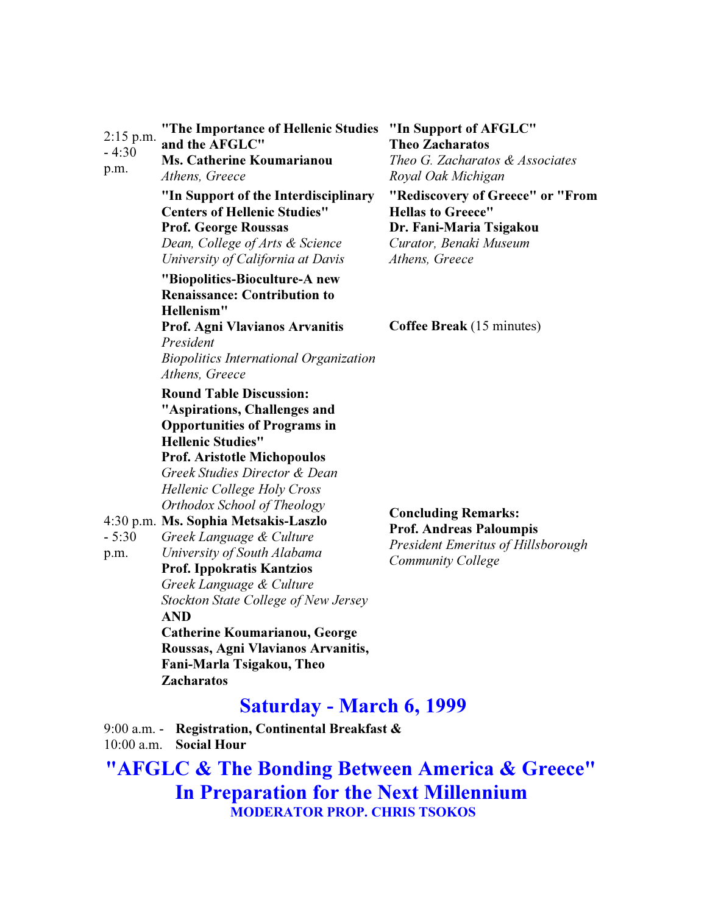2:15 p.m. - 4:30 p.m.

**"The Importance of Hellenic Studies and the AFGLC"**
**Ms. Catherine Koumarianou**
*Athens, Greece*

**"In Support of AFGLC"**
**Theo Zacharatos**
*Theo G. Zacharatos & Associates*
*Royal Oak Michigan*

**"In Support of the Interdisciplinary Centers of Hellenic Studies"**
**Prof. George Roussas**
*Dean, College of Arts & Science*
*University of California at Davis*

**"Rediscovery of Greece" or "From Hellas to Greece"**
**Dr. Fani-Maria Tsigakou**
*Curator, Benaki Museum*
*Athens, Greece*

**"Biopolitics-Bioculture-A new Renaissance: Contribution to Hellenism"**
**Prof. Agni Vlavianos Arvanitis**
*President*
*Biopolitics International Organization*
*Athens, Greece*

**Coffee Break** (15 minutes)

4:30 p.m. - 5:30 p.m.

**Round Table Discussion: "Aspirations, Challenges and Opportunities of Programs in Hellenic Studies"**
**Prof. Aristotle Michopoulos**
*Greek Studies Director & Dean*
*Hellenic College Holy Cross*
*Orthodox School of Theology*
**Ms. Sophia Metsakis-Laszlo**
*Greek Language & Culture*
*University of South Alabama*
**Prof. Ippokratis Kantzios**
*Greek Language & Culture*
*Stockton State College of New Jersey*
**AND**
**Catherine Koumarianou, George Roussas, Agni Vlavianos Arvanitis, Fani-Marla Tsigakou, Theo Zacharatos**

**Concluding Remarks:**
**Prof. Andreas Paloumpis**
*President Emeritus of Hillsborough Community College*

## Saturday - March 6, 1999

9:00 a.m. - 10:00 a.m. **Registration, Continental Breakfast & Social Hour**

## "AFGLC & The Bonding Between America & Greece" In Preparation for the Next Millennium

**MODERATOR PROP. CHRIS TSOKOS**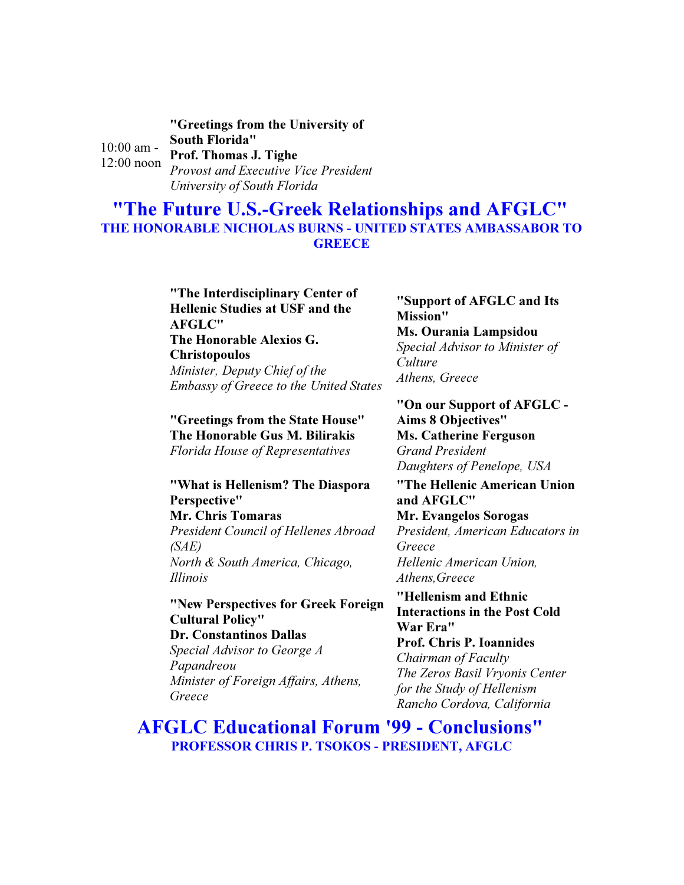10:00 am - 12:00 noon

**"Greetings from the University of South Florida"**
**Prof. Thomas J. Tighe**
*Provost and Executive Vice President*
*University of South Florida*

## "The Future U.S.-Greek Relationships and AFGLC"

**THE HONORABLE NICHOLAS BURNS - UNITED STATES AMBASSABOR TO GREECE**

**"The Interdisciplinary Center of Hellenic Studies at USF and the AFGLC"**
**The Honorable Alexios G. Christopoulos**
*Minister, Deputy Chief of the Embassy of Greece to the United States*

**"Greetings from the State House"**
**The Honorable Gus M. Bilirakis**
*Florida House of Representatives*

**"What is Hellenism? The Diaspora Perspective"**
**Mr. Chris Tomaras**
*President Council of Hellenes Abroad (SAE)*
*North & South America, Chicago, Illinois*

**"New Perspectives for Greek Foreign Cultural Policy"**
**Dr. Constantinos Dallas**
*Special Advisor to George A Papandreou*
*Minister of Foreign Affairs, Athens, Greece*

**"Support of AFGLC and Its Mission"**
**Ms. Ourania Lampsidou**
*Special Advisor to Minister of Culture*
*Athens, Greece*

**"On our Support of AFGLC - Aims 8 Objectives"**
**Ms. Catherine Ferguson**
*Grand President*
*Daughters of Penelope, USA*

**"The Hellenic American Union and AFGLC"**
**Mr. Evangelos Sorogas**
*President, American Educators in Greece*
*Hellenic American Union, Athens,Greece*

**"Hellenism and Ethnic Interactions in the Post Cold War Era"**
**Prof. Chris P. Ioannides**
*Chairman of Faculty*
*The Zeros Basil Vryonis Center for the Study of Hellenism*
*Rancho Cordova, California*

## AFGLC Educational Forum '99 - Conclusions"

**PROFESSOR CHRIS P. TSOKOS - PRESIDENT, AFGLC**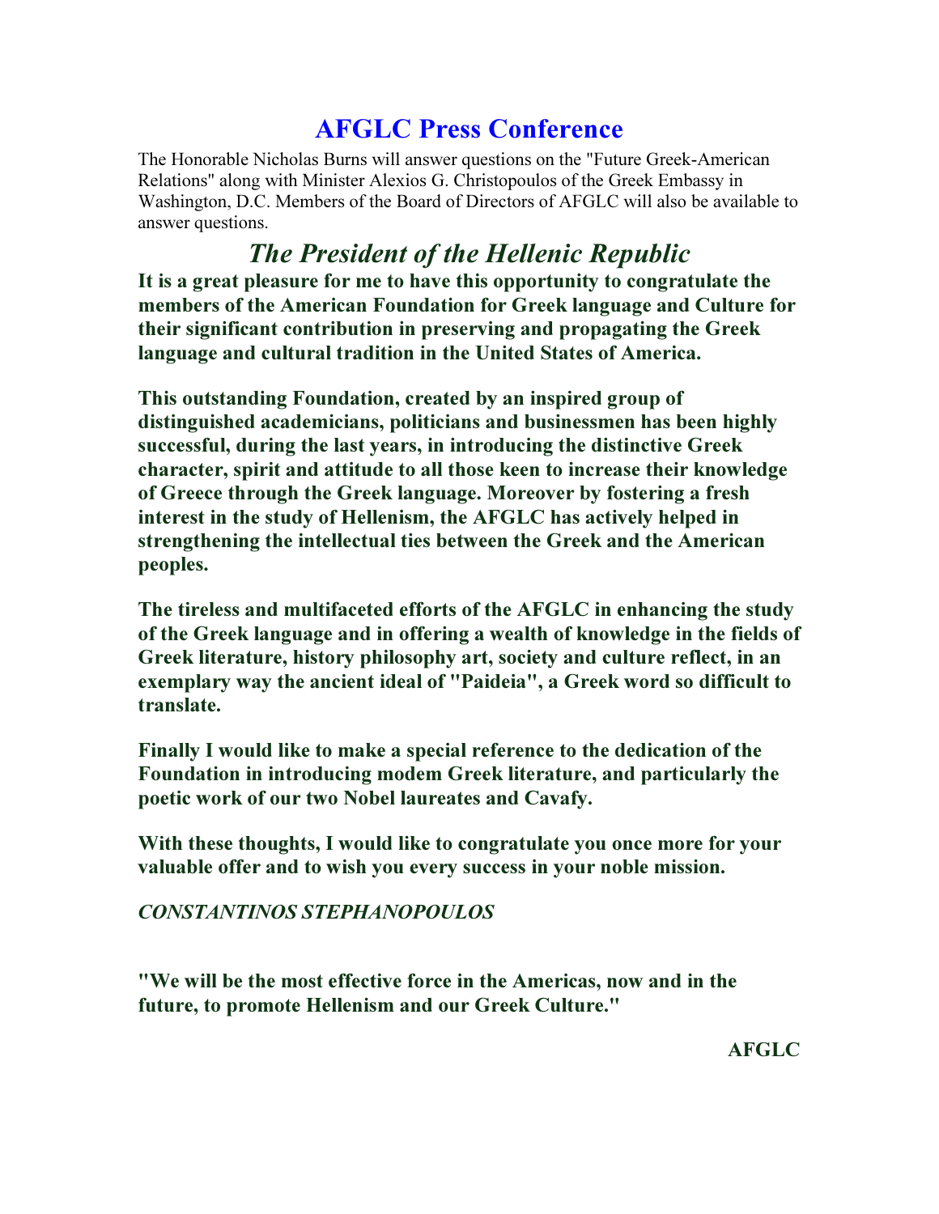# AFGLC Press Conference

The Honorable Nicholas Burns will answer questions on the "Future Greek-American Relations" along with Minister Alexios G. Christopoulos of the Greek Embassy in Washington, D.C. Members of the Board of Directors of AFGLC will also be available to answer questions.

## *The President of the Hellenic Republic*

**It is a great pleasure for me to have this opportunity to congratulate the members of the American Foundation for Greek language and Culture for their significant contribution in preserving and propagating the Greek language and cultural tradition in the United States of America.**

**This outstanding Foundation, created by an inspired group of distinguished academicians, politicians and businessmen has been highly successful, during the last years, in introducing the distinctive Greek character, spirit and attitude to all those keen to increase their knowledge of Greece through the Greek language. Moreover by fostering a fresh interest in the study of Hellenism, the AFGLC has actively helped in strengthening the intellectual ties between the Greek and the American peoples.**

**The tireless and multifaceted efforts of the AFGLC in enhancing the study of the Greek language and in offering a wealth of knowledge in the fields of Greek literature, history philosophy art, society and culture reflect, in an exemplary way the ancient ideal of "Paideia", a Greek word so difficult to translate.**

**Finally I would like to make a special reference to the dedication of the Foundation in introducing modem Greek literature, and particularly the poetic work of our two Nobel laureates and Cavafy.**

**With these thoughts, I would like to congratulate you once more for your valuable offer and to wish you every success in your noble mission.**

***CONSTANTINOS STEPHANOPOULOS***

**"We will be the most effective force in the Americas, now and in the future, to promote Hellenism and our Greek Culture."**

**AFGLC**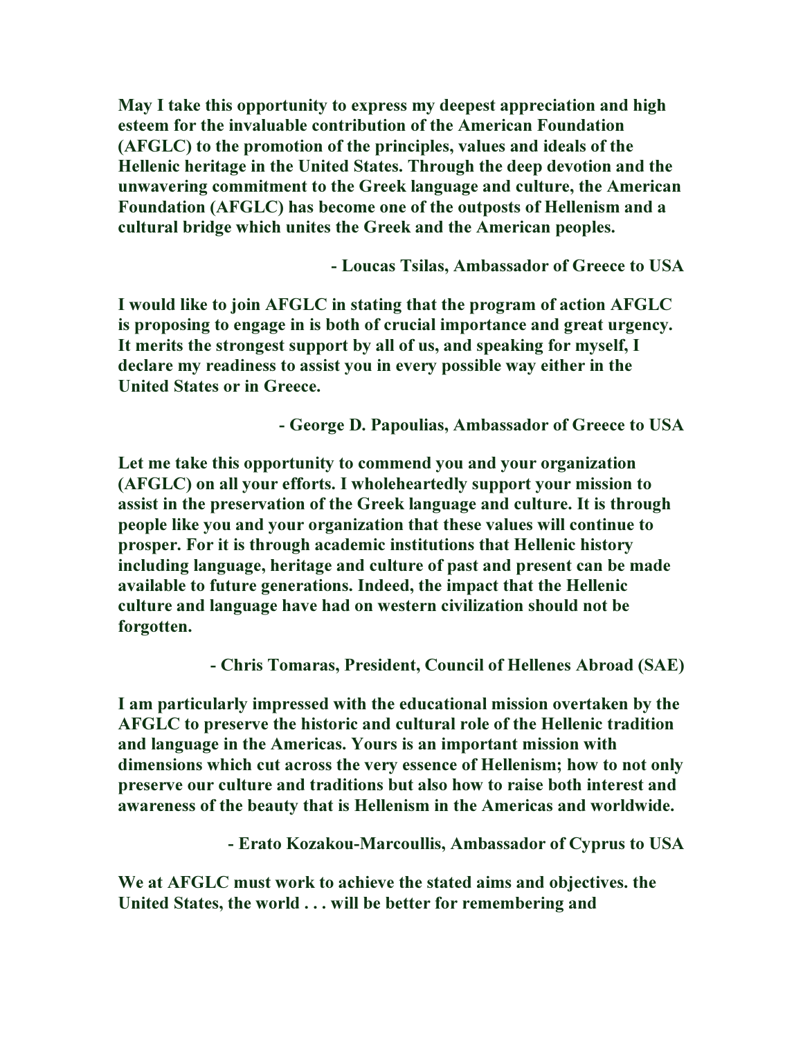**May I take this opportunity to express my deepest appreciation and high esteem for the invaluable contribution of the American Foundation (AFGLC) to the promotion of the principles, values and ideals of the Hellenic heritage in the United States. Through the deep devotion and the unwavering commitment to the Greek language and culture, the American Foundation (AFGLC) has become one of the outposts of Hellenism and a cultural bridge which unites the Greek and the American peoples.**

**- Loucas Tsilas, Ambassador of Greece to USA**

**I would like to join AFGLC in stating that the program of action AFGLC is proposing to engage in is both of crucial importance and great urgency. It merits the strongest support by all of us, and speaking for myself, I declare my readiness to assist you in every possible way either in the United States or in Greece.**

**- George D. Papoulias, Ambassador of Greece to USA**

**Let me take this opportunity to commend you and your organization (AFGLC) on all your efforts. I wholeheartedly support your mission to assist in the preservation of the Greek language and culture. It is through people like you and your organization that these values will continue to prosper. For it is through academic institutions that Hellenic history including language, heritage and culture of past and present can be made available to future generations. Indeed, the impact that the Hellenic culture and language have had on western civilization should not be forgotten.**

**- Chris Tomaras, President, Council of Hellenes Abroad (SAE)**

**I am particularly impressed with the educational mission overtaken by the AFGLC to preserve the historic and cultural role of the Hellenic tradition and language in the Americas. Yours is an important mission with dimensions which cut across the very essence of Hellenism; how to not only preserve our culture and traditions but also how to raise both interest and awareness of the beauty that is Hellenism in the Americas and worldwide.**

**- Erato Kozakou-Marcoullis, Ambassador of Cyprus to USA**

**We at AFGLC must work to achieve the stated aims and objectives. the United States, the world . . . will be better for remembering and**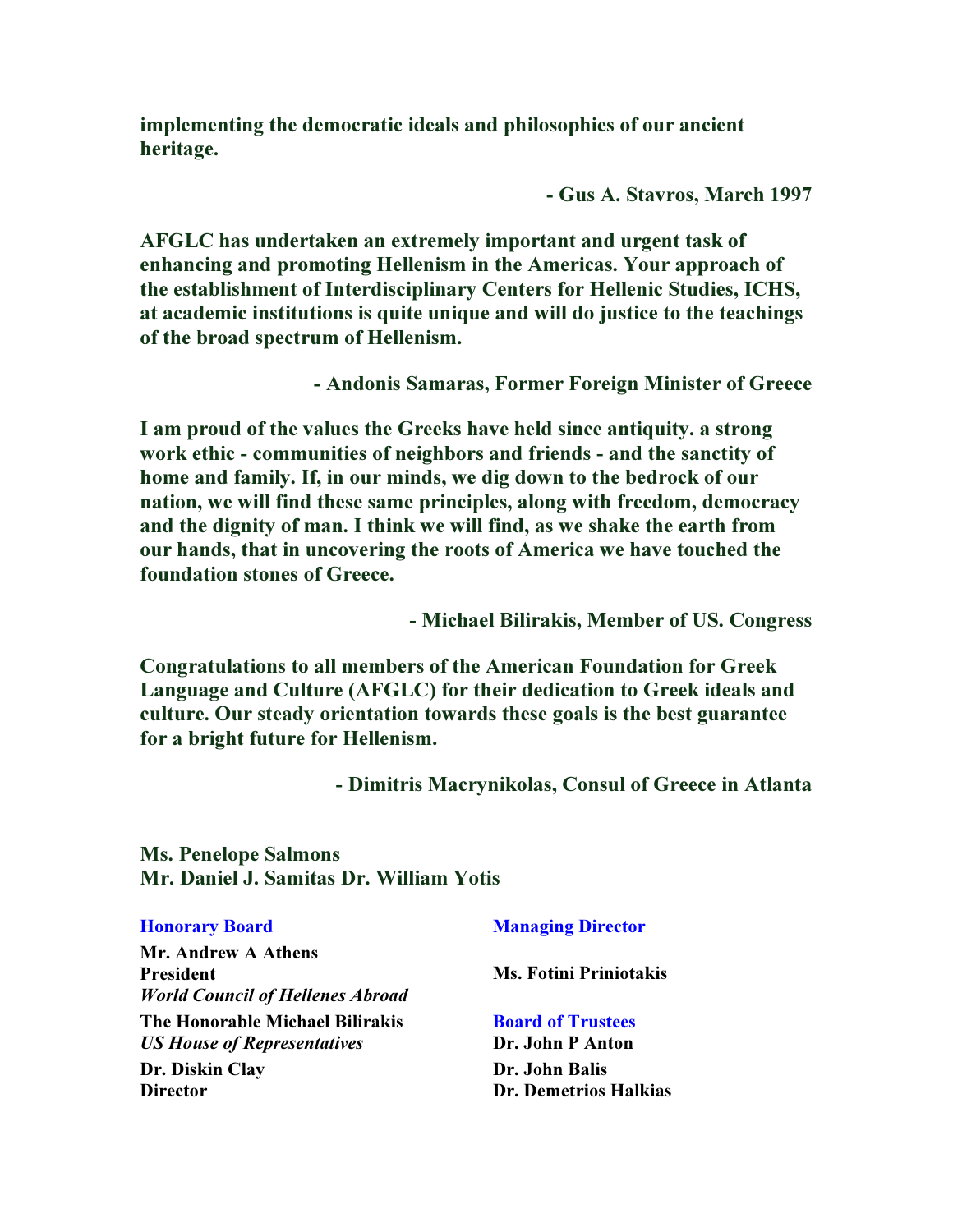**implementing the democratic ideals and philosophies of our ancient heritage.**

**- Gus A. Stavros, March 1997**

**AFGLC has undertaken an extremely important and urgent task of enhancing and promoting Hellenism in the Americas. Your approach of the establishment of Interdisciplinary Centers for Hellenic Studies, ICHS, at academic institutions is quite unique and will do justice to the teachings of the broad spectrum of Hellenism.**

**- Andonis Samaras, Former Foreign Minister of Greece**

**I am proud of the values the Greeks have held since antiquity. a strong work ethic - communities of neighbors and friends - and the sanctity of home and family. If, in our minds, we dig down to the bedrock of our nation, we will find these same principles, along with freedom, democracy and the dignity of man. I think we will find, as we shake the earth from our hands, that in uncovering the roots of America we have touched the foundation stones of Greece.**

**- Michael Bilirakis, Member of US. Congress**

**Congratulations to all members of the American Foundation for Greek Language and Culture (AFGLC) for their dedication to Greek ideals and culture. Our steady orientation towards these goals is the best guarantee for a bright future for Hellenism.**

**- Dimitris Macrynikolas, Consul of Greece in Atlanta**

**Ms. Penelope Salmons**
**Mr. Daniel J. Samitas Dr. William Yotis**

**Honorary Board**

**Mr. Andrew A Athens**
**President**
***World Council of Hellenes Abroad***

**The Honorable Michael Bilirakis**
***US House of Representatives***

**Dr. Diskin Clay**
**Director**

**Managing Director**

**Ms. Fotini Priniotakis**

**Board of Trustees**

**Dr. John P Anton**
**Dr. John Balis**
**Dr. Demetrios Halkias**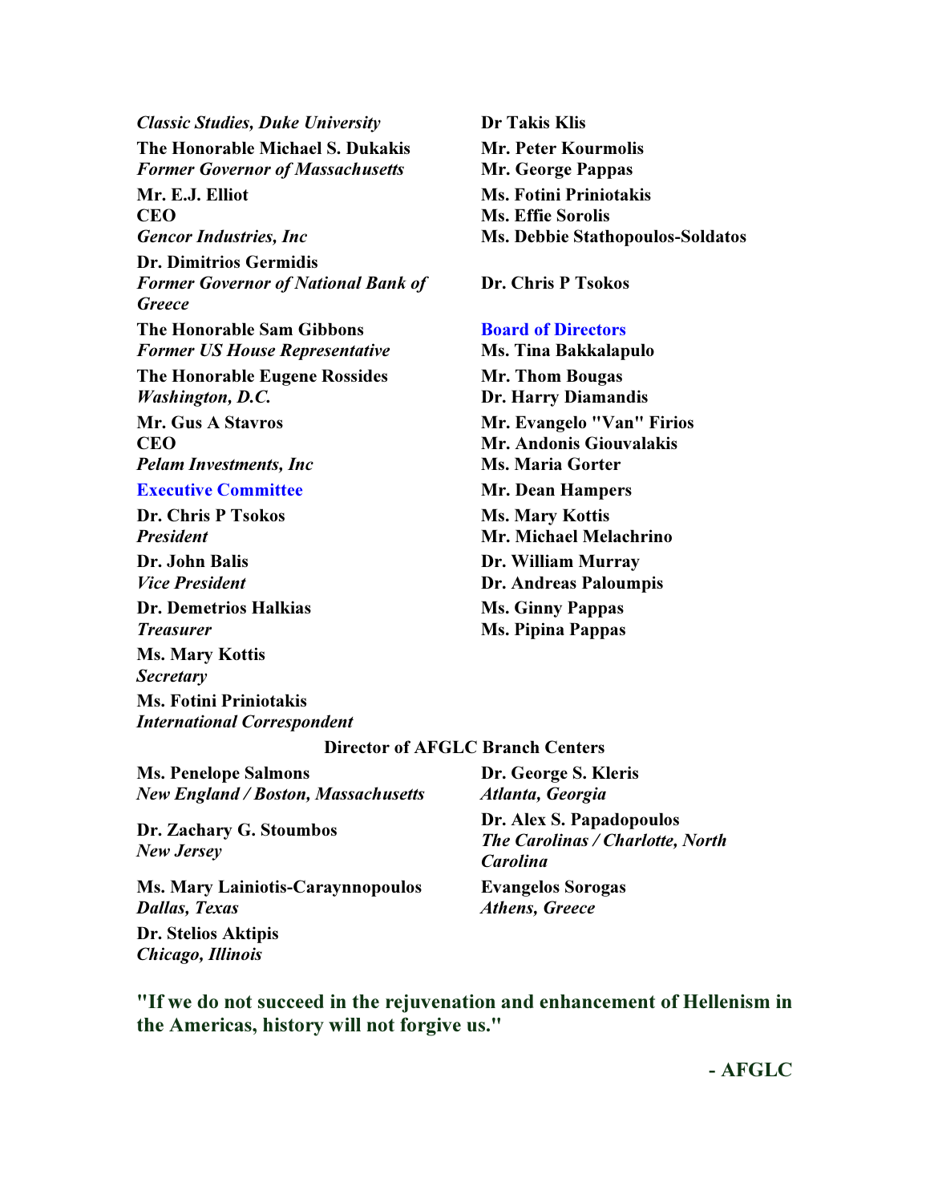*Classic Studies, Duke University*

**The Honorable Michael S. Dukakis**
*Former Governor of Massachusetts*

**Mr. E.J. Elliot**
**CEO**
*Gencor Industries, Inc*

**Dr. Dimitrios Germidis**
*Former Governor of National Bank of Greece*

**The Honorable Sam Gibbons**
*Former US House Representative*

**The Honorable Eugene Rossides**
*Washington, D.C.*

**Mr. Gus A Stavros**
**CEO**
*Pelam Investments, Inc*

## Executive Committee

**Dr. Chris P Tsokos**
*President*

**Dr. John Balis**
*Vice President*

**Dr. Demetrios Halkias**
*Treasurer*

**Ms. Mary Kottis**
*Secretary*

**Ms. Fotini Priniotakis**
*International Correspondent*

**Dr Takis Klis**
**Mr. Peter Kourmolis**
**Mr. George Pappas**
**Ms. Fotini Priniotakis**
**Ms. Effie Sorolis**
**Ms. Debbie Stathopoulos-Soldatos**

**Dr. Chris P Tsokos**

## Board of Directors

**Ms. Tina Bakkalapulo**
**Mr. Thom Bougas**
**Dr. Harry Diamandis**
**Mr. Evangelo "Van" Firios**
**Mr. Andonis Giouvalakis**
**Ms. Maria Gorter**
**Mr. Dean Hampers**
**Ms. Mary Kottis**
**Mr. Michael Melachrino**
**Dr. William Murray**
**Dr. Andreas Paloumpis**
**Ms. Ginny Pappas**
**Ms. Pipina Pappas**

## Director of AFGLC Branch Centers

**Ms. Penelope Salmons**
*New England / Boston, Massachusetts*

**Dr. Zachary G. Stoumbos**
*New Jersey*

**Ms. Mary Lainiotis-Caraynnopoulos**
*Dallas, Texas*

**Dr. Stelios Aktipis**
*Chicago, Illinois*

**Dr. George S. Kleris**
*Atlanta, Georgia*

**Dr. Alex S. Papadopoulos**
*The Carolinas / Charlotte, North Carolina*

**Evangelos Sorogas**
*Athens, Greece*

**"If we do not succeed in the rejuvenation and enhancement of Hellenism in the Americas, history will not forgive us."**

**- AFGLC**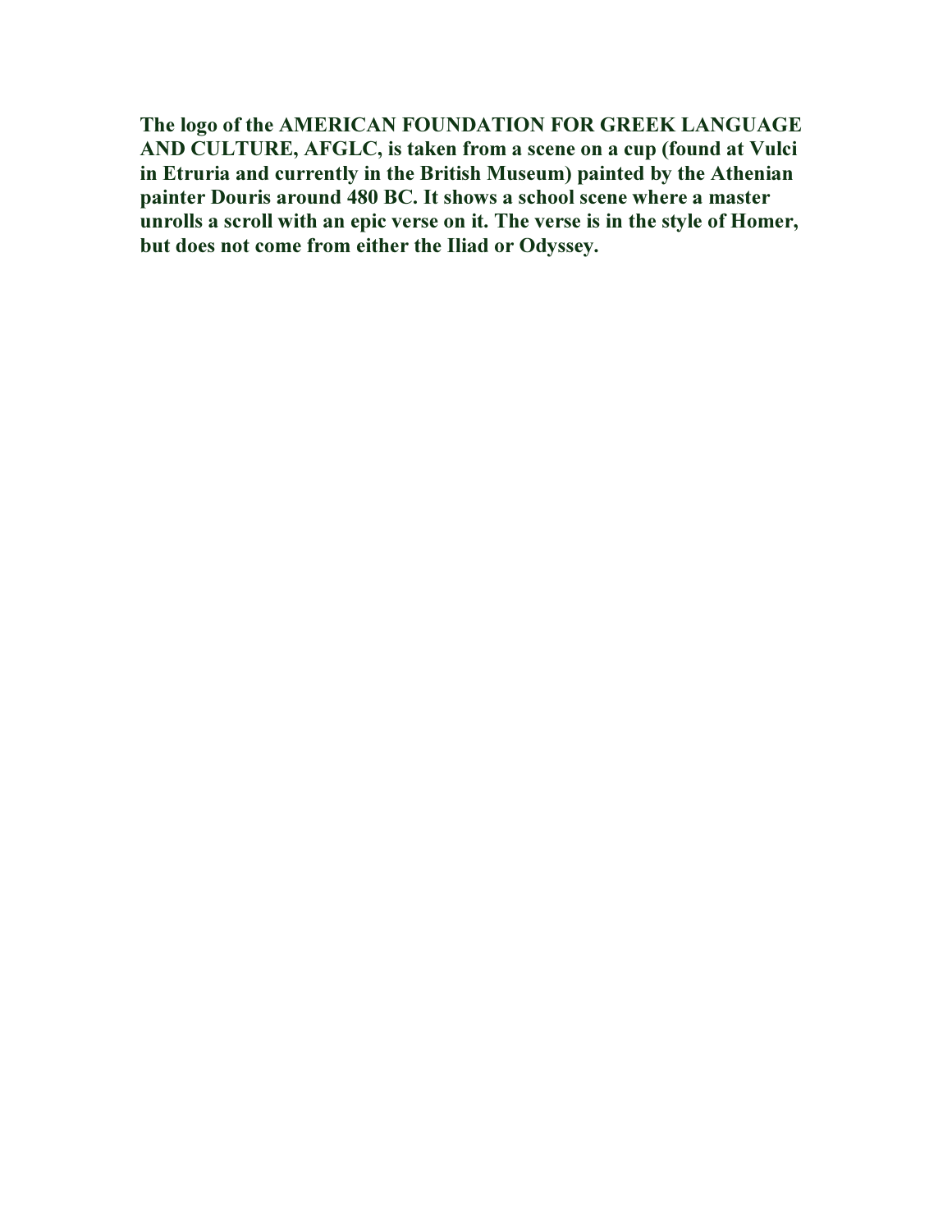**The logo of the AMERICAN FOUNDATION FOR GREEK LANGUAGE AND CULTURE, AFGLC, is taken from a scene on a cup (found at Vulci in Etruria and currently in the British Museum) painted by the Athenian painter Douris around 480 BC. It shows a school scene where a master unrolls a scroll with an epic verse on it. The verse is in the style of Homer, but does not come from either the Iliad or Odyssey.**